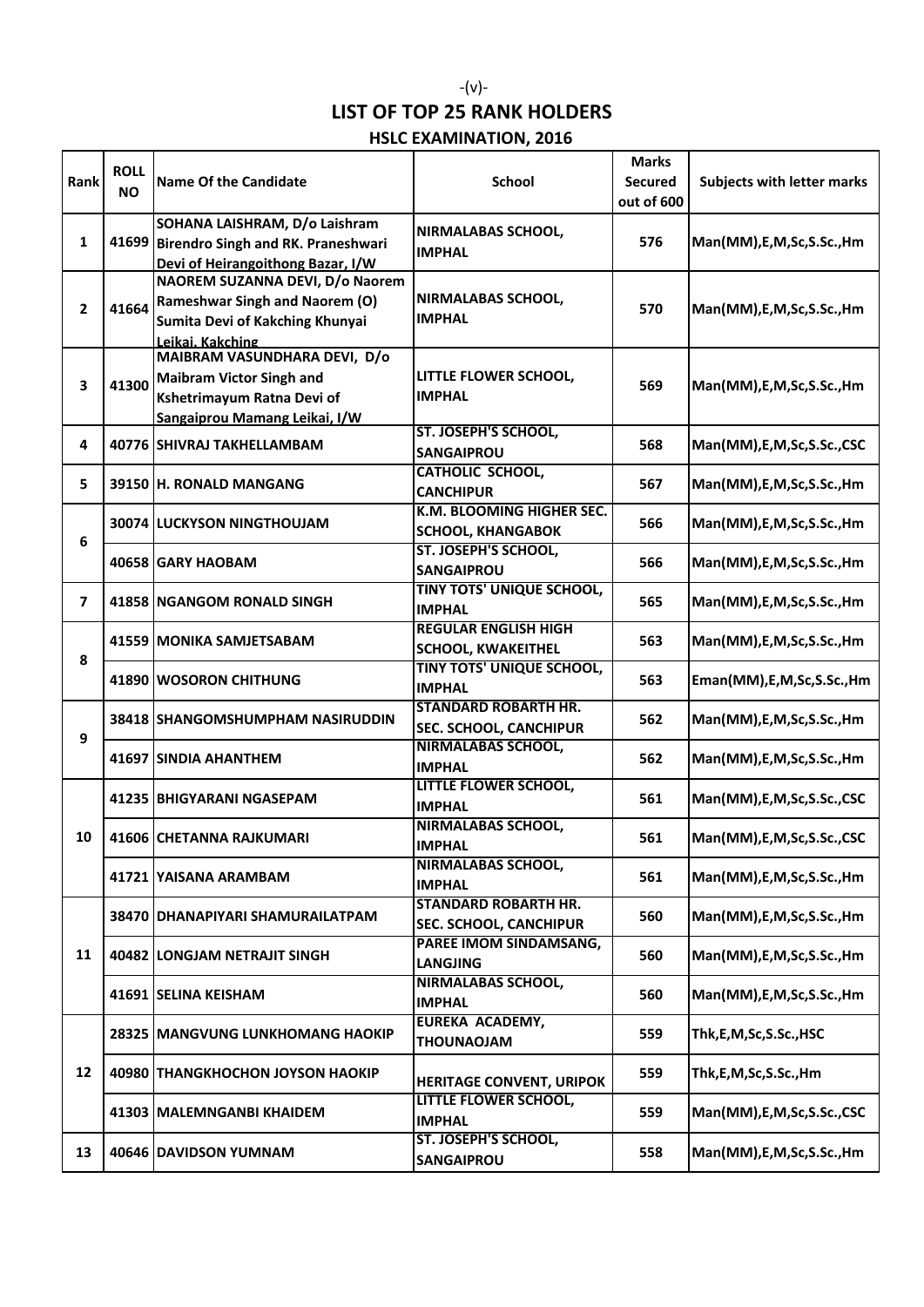# LIST OF TOP 25 RANK HOLDERS

## HSLC EXAMINATION, 2016

| Rank | ROLL NO | Name Of the Candidate | School | Marks Secured out of 600 | Subjects with letter marks |
|---|---|---|---|---|---|
| 1 | 41699 | SOHANA LAISHRAM, D/o Laishram Birendro Singh and RK. Praneshwari Devi of Heirangoithong Bazar, I/W | NIRMALABAS SCHOOL, IMPHAL | 576 | Man(MM),E,M,Sc,S.Sc.,Hm |
| 2 | 41664 | NAOREM SUZANNA DEVI, D/o Naorem Rameshwar Singh and Naorem (O) Sumita Devi of Kakching Khunyai Leikai, Kakching | NIRMALABAS SCHOOL, IMPHAL | 570 | Man(MM),E,M,Sc,S.Sc.,Hm |
| 3 | 41300 | MAIBRAM VASUNDHARA DEVI, D/o Maibram Victor Singh and Kshetrimayum Ratna Devi of Sangaiprou Mamang Leikai, I/W | LITTLE FLOWER SCHOOL, IMPHAL | 569 | Man(MM),E,M,Sc,S.Sc.,Hm |
| 4 | 40776 | SHIVRAJ TAKHELLAMBAM | ST. JOSEPH'S SCHOOL, SANGAIPROU | 568 | Man(MM),E,M,Sc,S.Sc.,CSC |
| 5 | 39150 | H. RONALD MANGANG | CATHOLIC SCHOOL, CANCHIPUR | 567 | Man(MM),E,M,Sc,S.Sc.,Hm |
| 6 | 30074 | LUCKYSON NINGTHOUJAM | K.M. BLOOMING HIGHER SEC. SCHOOL, KHANGABOK | 566 | Man(MM),E,M,Sc,S.Sc.,Hm |
| | 40658 | GARY HAOBAM | ST. JOSEPH'S SCHOOL, SANGAIPROU | 566 | Man(MM),E,M,Sc,S.Sc.,Hm |
| 7 | 41858 | NGANGOM RONALD SINGH | TINY TOTS' UNIQUE SCHOOL, IMPHAL | 565 | Man(MM),E,M,Sc,S.Sc.,Hm |
| 8 | 41559 | MONIKA SAMJETSABAM | REGULAR ENGLISH HIGH SCHOOL, KWAKEITHEL | 563 | Man(MM),E,M,Sc,S.Sc.,Hm |
| | 41890 | WOSORON CHITHUNG | TINY TOTS' UNIQUE SCHOOL, IMPHAL | 563 | Eman(MM),E,M,Sc,S.Sc.,Hm |
| 9 | 38418 | SHANGOMSHUMPHAM NASIRUDDIN | STANDARD ROBARTH HR. SEC. SCHOOL, CANCHIPUR | 562 | Man(MM),E,M,Sc,S.Sc.,Hm |
| | 41697 | SINDIA AHANTHEM | NIRMALABAS SCHOOL, IMPHAL | 562 | Man(MM),E,M,Sc,S.Sc.,Hm |
| 10 | 41235 | BHIGYARANI NGASEPAM | LITTLE FLOWER SCHOOL, IMPHAL | 561 | Man(MM),E,M,Sc,S.Sc.,CSC |
| | 41606 | CHETANNA RAJKUMARI | NIRMALABAS SCHOOL, IMPHAL | 561 | Man(MM),E,M,Sc,S.Sc.,CSC |
| | 41721 | YAISANA ARAMBAM | NIRMALABAS SCHOOL, IMPHAL | 561 | Man(MM),E,M,Sc,S.Sc.,Hm |
| 11 | 38470 | DHANAPIYARI SHAMURAILATPAM | STANDARD ROBARTH HR. SEC. SCHOOL, CANCHIPUR | 560 | Man(MM),E,M,Sc,S.Sc.,Hm |
| | 40482 | LONGJAM NETRAJIT SINGH | PAREE IMOM SINDAMSANG, LANGJING | 560 | Man(MM),E,M,Sc,S.Sc.,Hm |
| | 41691 | SELINA KEISHAM | NIRMALABAS SCHOOL, IMPHAL | 560 | Man(MM),E,M,Sc,S.Sc.,Hm |
| 12 | 28325 | MANGVUNG LUNKHOMANG HAOKIP | EUREKA ACADEMY, THOUNAOJAM | 559 | Thk,E,M,Sc,S.Sc.,HSC |
| | 40980 | THANGKHOCHON JOYSON HAOKIP | HERITAGE CONVENT, URIPOK | 559 | Thk,E,M,Sc,S.Sc.,Hm |
| | 41303 | MALEMNGANBI KHAIDEM | LITTLE FLOWER SCHOOL, IMPHAL | 559 | Man(MM),E,M,Sc,S.Sc.,CSC |
| 13 | 40646 | DAVIDSON YUMNAM | ST. JOSEPH'S SCHOOL, SANGAIPROU | 558 | Man(MM),E,M,Sc,S.Sc.,Hm |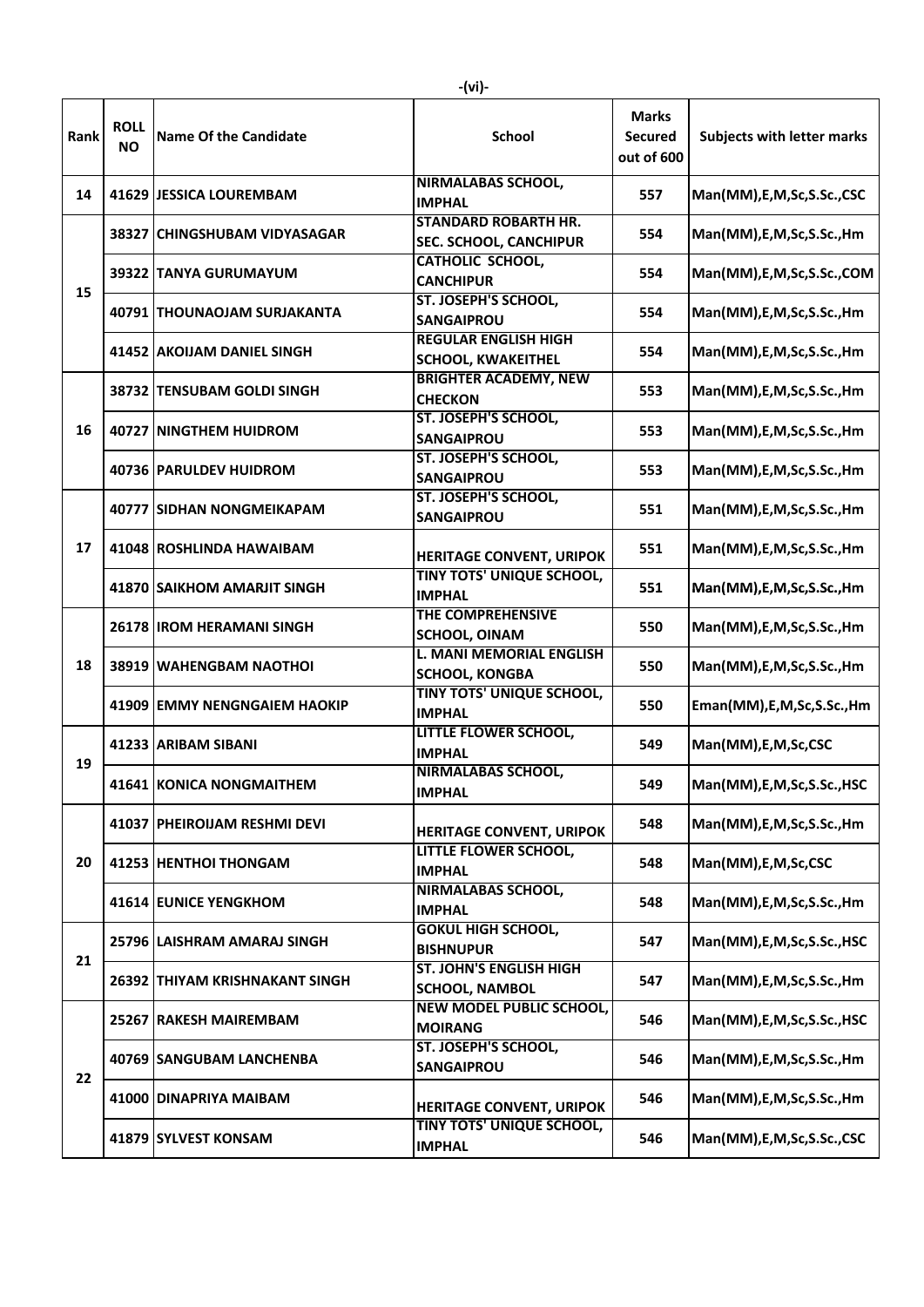| Rank | ROLL NO | Name Of the Candidate | School | Marks Secured out of 600 | Subjects with letter marks |
|---|---|---|---|---|---|
| 14 | 41629 | JESSICA LOUREMBAM | NIRMALABAS SCHOOL, IMPHAL | 557 | Man(MM),E,M,Sc,S.Sc.,CSC |
| 15 | 38327 | CHINGSHUBAM VIDYASAGAR | STANDARD ROBARTH HR. SEC. SCHOOL, CANCHIPUR | 554 | Man(MM),E,M,Sc,S.Sc.,Hm |
| | 39322 | TANYA GURUMAYUM | CATHOLIC SCHOOL, CANCHIPUR | 554 | Man(MM),E,M,Sc,S.Sc.,COM |
| | 40791 | THOUNAOJAM SURJAKANTA | ST. JOSEPH'S SCHOOL, SANGAIPROU | 554 | Man(MM),E,M,Sc,S.Sc.,Hm |
| | 41452 | AKOIJAM DANIEL SINGH | REGULAR ENGLISH HIGH SCHOOL, KWAKEITHEL | 554 | Man(MM),E,M,Sc,S.Sc.,Hm |
| 16 | 38732 | TENSUBAM GOLDI SINGH | BRIGHTER ACADEMY, NEW CHECKON | 553 | Man(MM),E,M,Sc,S.Sc.,Hm |
| | 40727 | NINGTHEM HUIDROM | ST. JOSEPH'S SCHOOL, SANGAIPROU | 553 | Man(MM),E,M,Sc,S.Sc.,Hm |
| | 40736 | PARULDEV HUIDROM | ST. JOSEPH'S SCHOOL, SANGAIPROU | 553 | Man(MM),E,M,Sc,S.Sc.,Hm |
| 17 | 40777 | SIDHAN NONGMEIKAPAM | ST. JOSEPH'S SCHOOL, SANGAIPROU | 551 | Man(MM),E,M,Sc,S.Sc.,Hm |
| | 41048 | ROSHLINDA HAWAIBAM | HERITAGE CONVENT, URIPOK | 551 | Man(MM),E,M,Sc,S.Sc.,Hm |
| | 41870 | SAIKHOM AMARJIT SINGH | TINY TOTS' UNIQUE SCHOOL, IMPHAL | 551 | Man(MM),E,M,Sc,S.Sc.,Hm |
| 18 | 26178 | IROM HERAMANI SINGH | THE COMPREHENSIVE SCHOOL, OINAM | 550 | Man(MM),E,M,Sc,S.Sc.,Hm |
| | 38919 | WAHENGBAM NAOTHOI | L. MANI MEMORIAL ENGLISH SCHOOL, KONGBA | 550 | Man(MM),E,M,Sc,S.Sc.,Hm |
| | 41909 | EMMY NENGNGAIEM HAOKIP | TINY TOTS' UNIQUE SCHOOL, IMPHAL | 550 | Eman(MM),E,M,Sc,S.Sc.,Hm |
| 19 | 41233 | ARIBAM SIBANI | LITTLE FLOWER SCHOOL, IMPHAL | 549 | Man(MM),E,M,Sc,CSC |
| | 41641 | KONICA NONGMAITHEM | NIRMALABAS SCHOOL, IMPHAL | 549 | Man(MM),E,M,Sc,S.Sc.,HSC |
| 20 | 41037 | PHEIROIJAM RESHMI DEVI | HERITAGE CONVENT, URIPOK | 548 | Man(MM),E,M,Sc,S.Sc.,Hm |
| | 41253 | HENTHOI THONGAM | LITTLE FLOWER SCHOOL, IMPHAL | 548 | Man(MM),E,M,Sc,CSC |
| | 41614 | EUNICE YENGKHOM | NIRMALABAS SCHOOL, IMPHAL | 548 | Man(MM),E,M,Sc,S.Sc.,Hm |
| 21 | 25796 | LAISHRAM AMARAJ SINGH | GOKUL HIGH SCHOOL, BISHNUPUR | 547 | Man(MM),E,M,Sc,S.Sc.,HSC |
| | 26392 | THIYAM KRISHNAKANT SINGH | ST. JOHN'S ENGLISH HIGH SCHOOL, NAMBOL | 547 | Man(MM),E,M,Sc,S.Sc.,Hm |
| 22 | 25267 | RAKESH MAIREMBAM | NEW MODEL PUBLIC SCHOOL, MOIRANG | 546 | Man(MM),E,M,Sc,S.Sc.,HSC |
| | 40769 | SANGUBAM LANCHENBA | ST. JOSEPH'S SCHOOL, SANGAIPROU | 546 | Man(MM),E,M,Sc,S.Sc.,Hm |
| | 41000 | DINAPRIYA MAIBAM | HERITAGE CONVENT, URIPOK | 546 | Man(MM),E,M,Sc,S.Sc.,Hm |
| | 41879 | SYLVEST KONSAM | TINY TOTS' UNIQUE SCHOOL, IMPHAL | 546 | Man(MM),E,M,Sc,S.Sc.,CSC |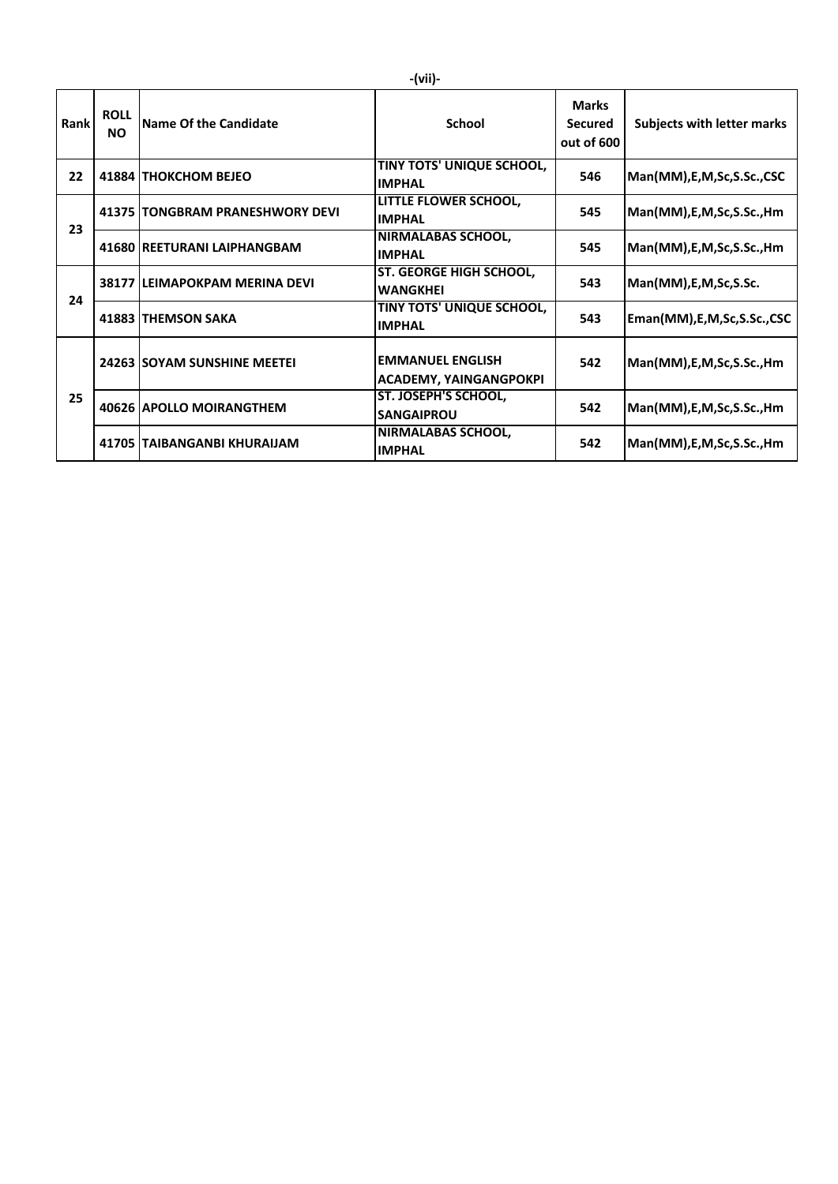| Rank | ROLL NO | Name Of the Candidate | School | Marks Secured out of 600 | Subjects with letter marks |
|---|---|---|---|---|---|
| 22 | 41884 | THOKCHOM BEJEO | TINY TOTS' UNIQUE SCHOOL, IMPHAL | 546 | Man(MM),E,M,Sc,S.Sc.,CSC |
| 23 | 41375 | TONGBRAM PRANESHWORY DEVI | LITTLE FLOWER SCHOOL, IMPHAL | 545 | Man(MM),E,M,Sc,S.Sc.,Hm |
| | 41680 | REETURANI LAIPHANGBAM | NIRMALABAS SCHOOL, IMPHAL | 545 | Man(MM),E,M,Sc,S.Sc.,Hm |
| 24 | 38177 | LEIMAPOKPAM MERINA DEVI | ST. GEORGE HIGH SCHOOL, WANGKHEI | 543 | Man(MM),E,M,Sc,S.Sc. |
| | 41883 | THEMSON SAKA | TINY TOTS' UNIQUE SCHOOL, IMPHAL | 543 | Eman(MM),E,M,Sc,S.Sc.,CSC |
| 25 | 24263 | SOYAM SUNSHINE MEETEI | EMMANUEL ENGLISH ACADEMY, YAINGANGPOKPI | 542 | Man(MM),E,M,Sc,S.Sc.,Hm |
| | 40626 | APOLLO MOIRANGTHEM | ST. JOSEPH'S SCHOOL, SANGAIPROU | 542 | Man(MM),E,M,Sc,S.Sc.,Hm |
| | 41705 | TAIBANGANBI KHURAIJAM | NIRMALABAS SCHOOL, IMPHAL | 542 | Man(MM),E,M,Sc,S.Sc.,Hm |